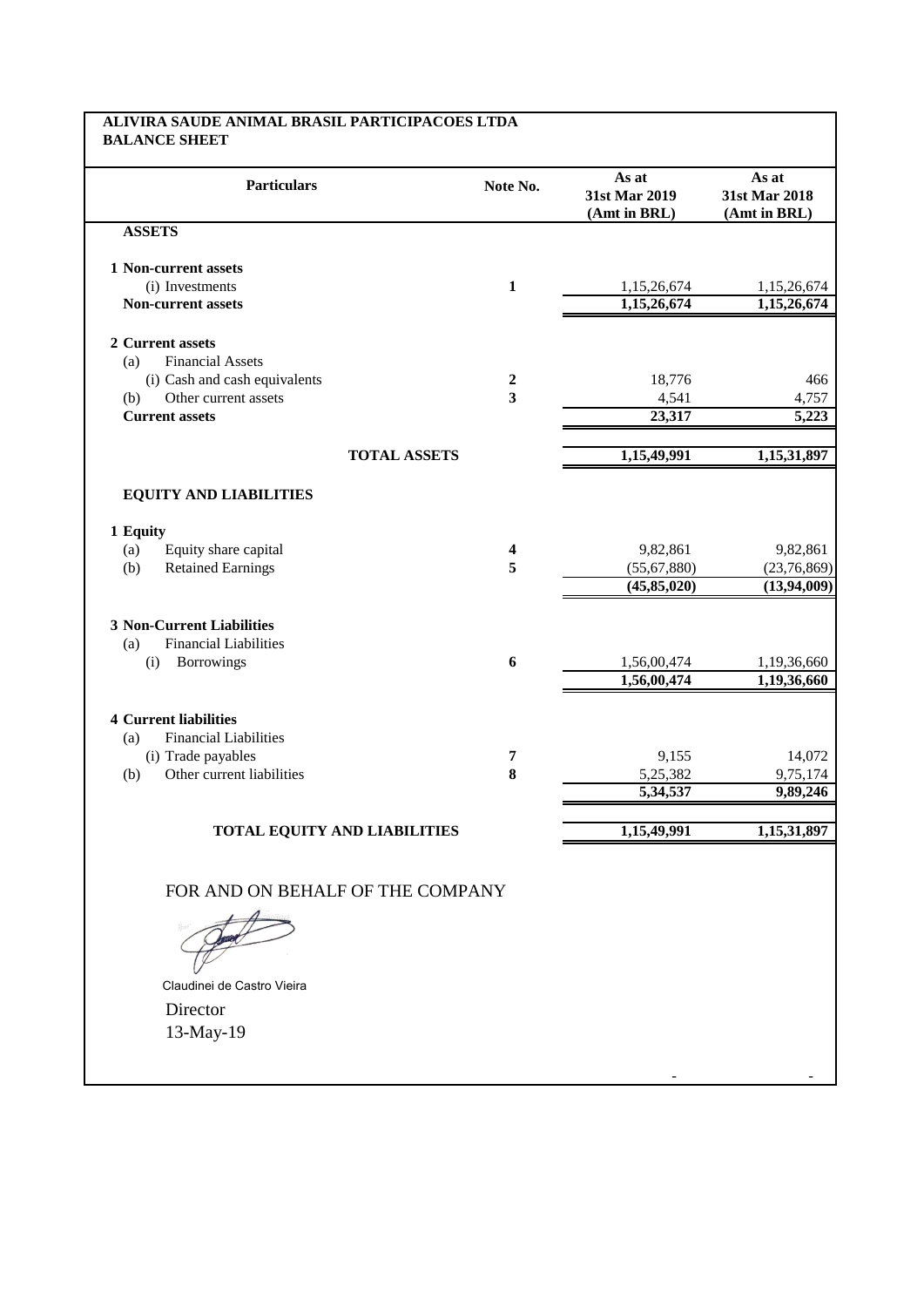**ALIVIRA SAUDE ANIMAL BRASIL PARTICIPACOES LTDA**
**BALANCE SHEET**

| Particulars | Note No. | As at 31st Mar 2019 (Amt in BRL) | As at 31st Mar 2018 (Amt in BRL) |
|---|---|---|---|
| **ASSETS** | | | |
| **1 Non-current assets** | | | |
| (i) Investments | **1** | 1,15,26,674 | 1,15,26,674 |
| **Non-current assets** | | **1,15,26,674** | **1,15,26,674** |
| **2 Current assets** | | | |
| (a) Financial Assets | | | |
| (i) Cash and cash equivalents | **2** | 18,776 | 466 |
| (b) Other current assets | **3** | 4,541 | 4,757 |
| **Current assets** | | **23,317** | **5,223** |
| **TOTAL ASSETS** | | **1,15,49,991** | **1,15,31,897** |
| **EQUITY AND LIABILITIES** | | | |
| **1 Equity** | | | |
| (a) Equity share capital | **4** | 9,82,861 | 9,82,861 |
| (b) Retained Earnings | **5** | (55,67,880) | (23,76,869) |
| | | **(45,85,020)** | **(13,94,009)** |
| **3 Non-Current Liabilities** | | | |
| (a) Financial Liabilities | | | |
| (i) Borrowings | **6** | 1,56,00,474 | 1,19,36,660 |
| | | **1,56,00,474** | **1,19,36,660** |
| **4 Current liabilities** | | | |
| (a) Financial Liabilities | | | |
| (i) Trade payables | **7** | 9,155 | 14,072 |
| (b) Other current liabilities | **8** | 5,25,382 | 9,75,174 |
| | | **5,34,537** | **9,89,246** |
| **TOTAL EQUITY AND LIABILITIES** | | **1,15,49,991** | **1,15,31,897** |

FOR AND ON BEHALF OF THE COMPANY

Claudinei de Castro Vieira

Director

13-May-19

| | | - | - |
|---|---|---|---|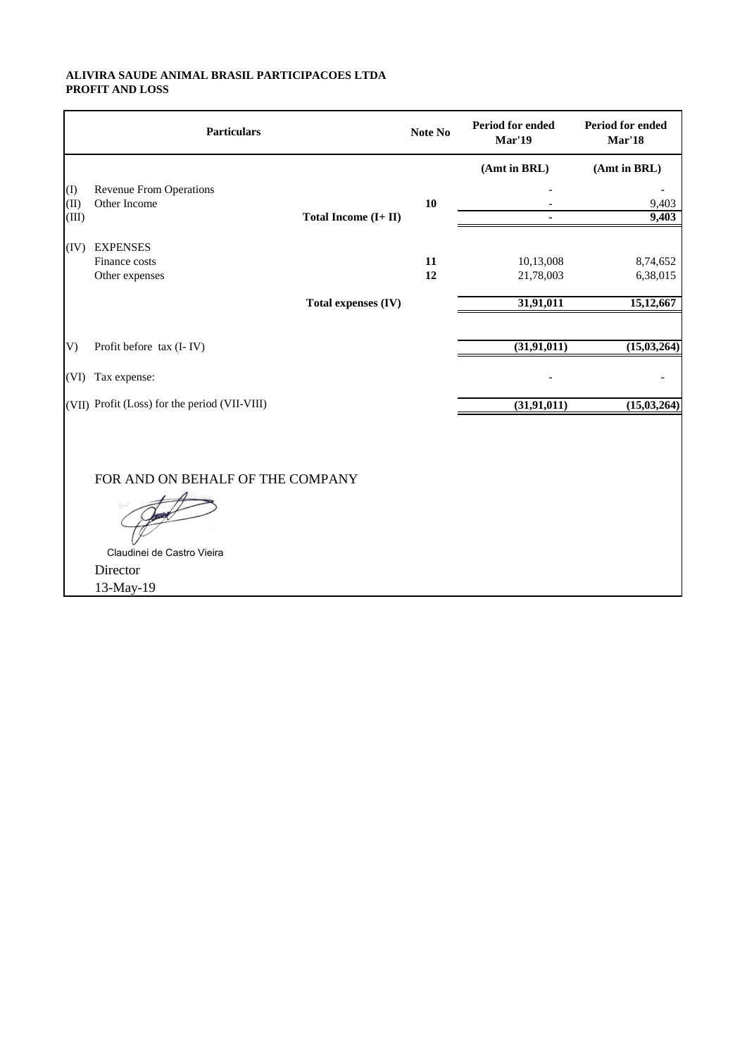**ALIVIRA SAUDE ANIMAL BRASIL PARTICIPACOES LTDA**
**PROFIT AND LOSS**

| | Particulars | | Note No | Period for ended Mar'19 | Period for ended Mar'18 |
|---|---|---|---|---|---|
| | | | | **(Amt in BRL)** | **(Amt in BRL)** |
| (I) | Revenue From Operations | | | - | - |
| (II) | Other Income | | **10** | - | 9,403 |
| (III) | | **Total Income (I+ II)** | | **-** | **9,403** |
| (IV) | EXPENSES | | | | |
| | Finance costs | | **11** | 10,13,008 | 8,74,652 |
| | Other expenses | | **12** | 21,78,003 | 6,38,015 |
| | | **Total expenses (IV)** | | **31,91,011** | **15,12,667** |
| V) | Profit before tax (I- IV) | | | **(31,91,011)** | **(15,03,264)** |
| (VI) | Tax expense: | | | - | - |
| (VII) | Profit (Loss) for the period (VII-VIII) | | | **(31,91,011)** | **(15,03,264)** |

FOR AND ON BEHALF OF THE COMPANY

Claudinei de Castro Vieira

Director

13-May-19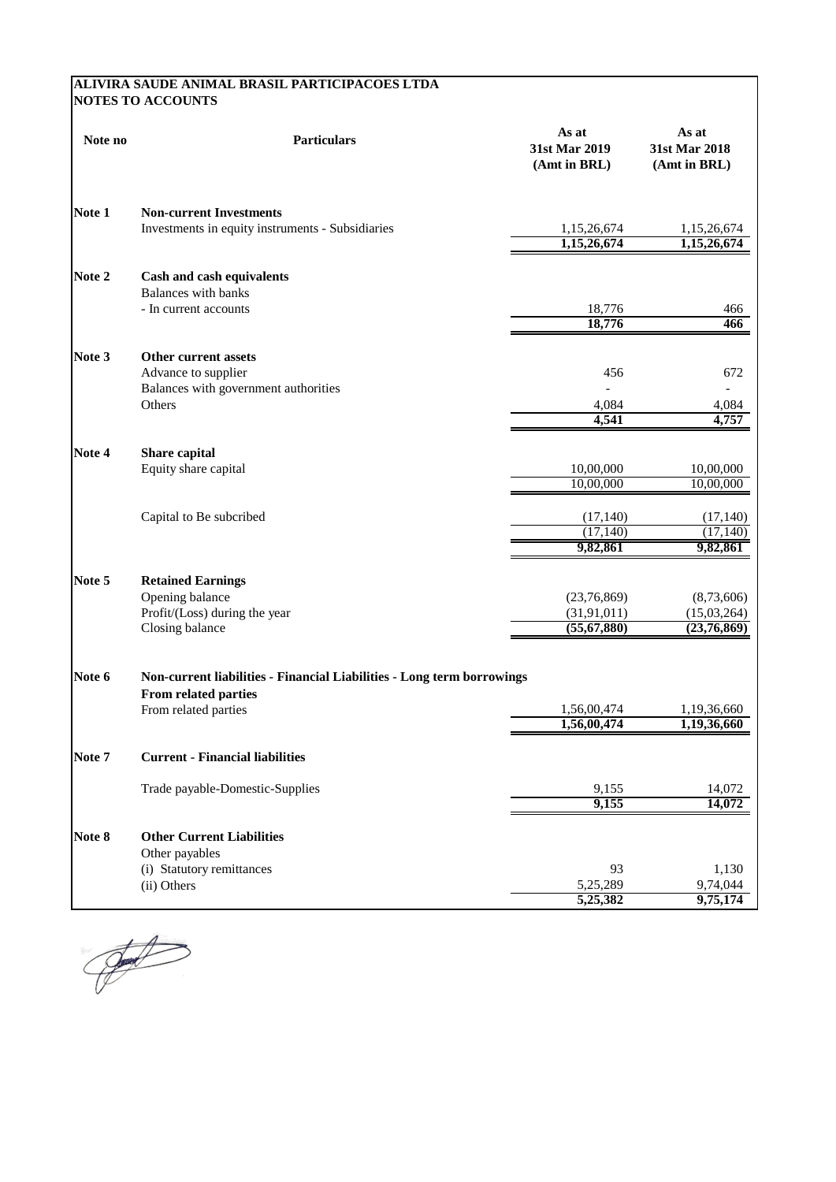**ALIVIRA SAUDE ANIMAL BRASIL PARTICIPACOES LTDA**
**NOTES TO ACCOUNTS**

| Note no | Particulars | As at 31st Mar 2019 (Amt in BRL) | As at 31st Mar 2018 (Amt in BRL) |
|---|---|---|---|
| **Note 1** | **Non-current Investments** | | |
| | Investments in equity instruments - Subsidiaries | 1,15,26,674 | 1,15,26,674 |
| | | **1,15,26,674** | **1,15,26,674** |
| **Note 2** | **Cash and cash equivalents** | | |
| | Balances with banks | | |
| | - In current accounts | 18,776 | 466 |
| | | **18,776** | **466** |
| **Note 3** | **Other current assets** | | |
| | Advance to supplier | 456 | 672 |
| | Balances with government authorities | - | - |
| | Others | 4,084 | 4,084 |
| | | **4,541** | **4,757** |
| **Note 4** | **Share capital** | | |
| | Equity share capital | 10,00,000 | 10,00,000 |
| | | 10,00,000 | 10,00,000 |
| | Capital to Be subcribed | (17,140) | (17,140) |
| | | (17,140) | (17,140) |
| | | **9,82,861** | **9,82,861** |
| **Note 5** | **Retained Earnings** | | |
| | Opening balance | (23,76,869) | (8,73,606) |
| | Profit/(Loss) during the year | (31,91,011) | (15,03,264) |
| | Closing balance | **(55,67,880)** | **(23,76,869)** |
| **Note 6** | **Non-current liabilities - Financial Liabilities - Long term borrowings** | | |
| | **From related parties** | | |
| | From related parties | 1,56,00,474 | 1,19,36,660 |
| | | **1,56,00,474** | **1,19,36,660** |
| **Note 7** | **Current - Financial liabilities** | | |
| | Trade payable-Domestic-Supplies | 9,155 | 14,072 |
| | | **9,155** | **14,072** |
| **Note 8** | **Other Current Liabilities** | | |
| | Other payables | | |
| | (i) Statutory remittances | 93 | 1,130 |
| | (ii) Others | 5,25,289 | 9,74,044 |
| | | **5,25,382** | **9,75,174** |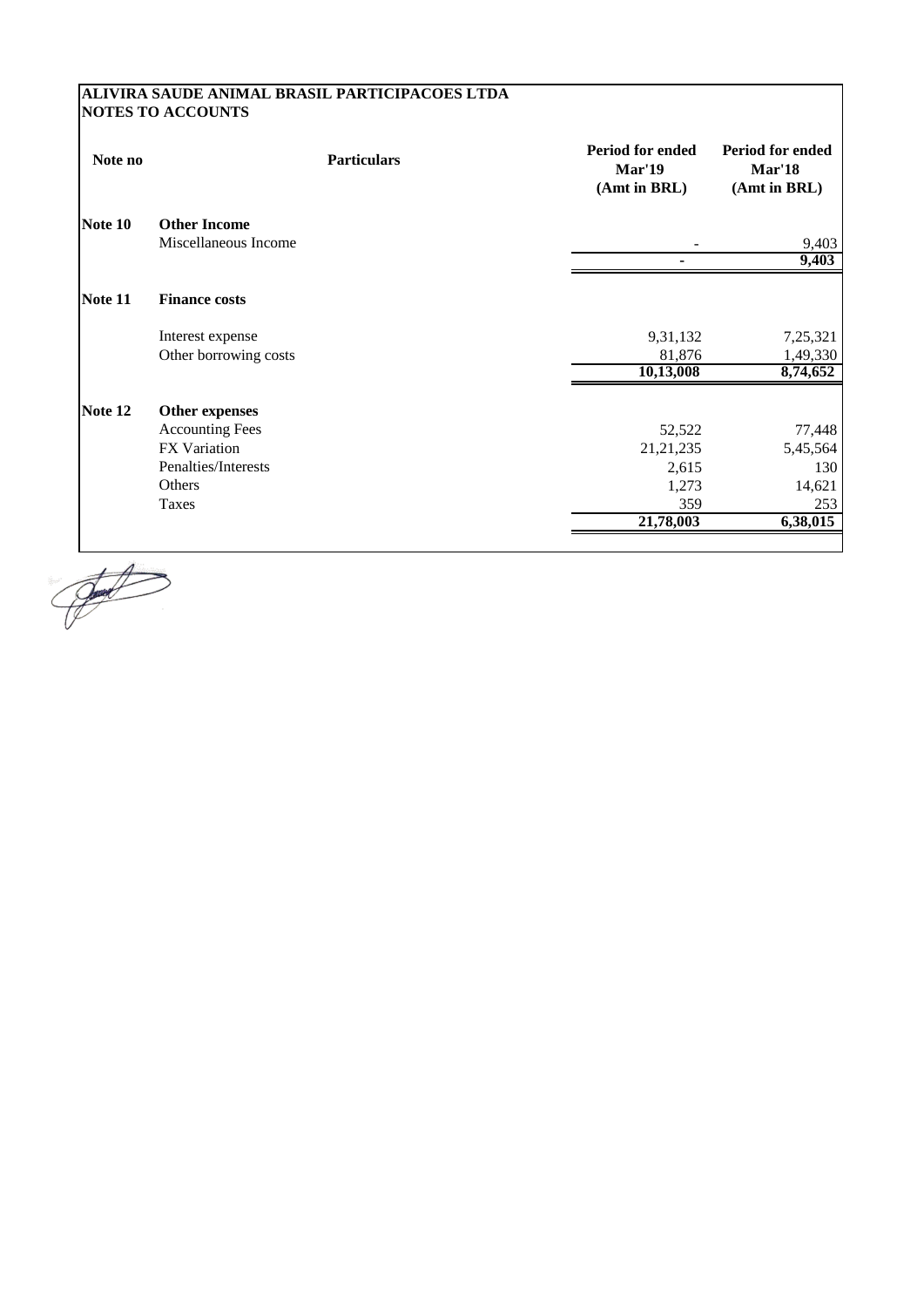**ALIVIRA SAUDE ANIMAL BRASIL PARTICIPACOES LTDA**
**NOTES TO ACCOUNTS**

| Note no | Particulars | Period for ended Mar'19 (Amt in BRL) | Period for ended Mar'18 (Amt in BRL) |
|---|---|---|---|
| **Note 10** | **Other Income** | | |
| | Miscellaneous Income | - | 9,403 |
| | | **-** | **9,403** |
| **Note 11** | **Finance costs** | | |
| | Interest expense | 9,31,132 | 7,25,321 |
| | Other borrowing costs | 81,876 | 1,49,330 |
| | | **10,13,008** | **8,74,652** |
| **Note 12** | **Other expenses** | | |
| | Accounting Fees | 52,522 | 77,448 |
| | FX Variation | 21,21,235 | 5,45,564 |
| | Penalties/Interests | 2,615 | 130 |
| | Others | 1,273 | 14,621 |
| | Taxes | 359 | 253 |
| | | **21,78,003** | **6,38,015** |